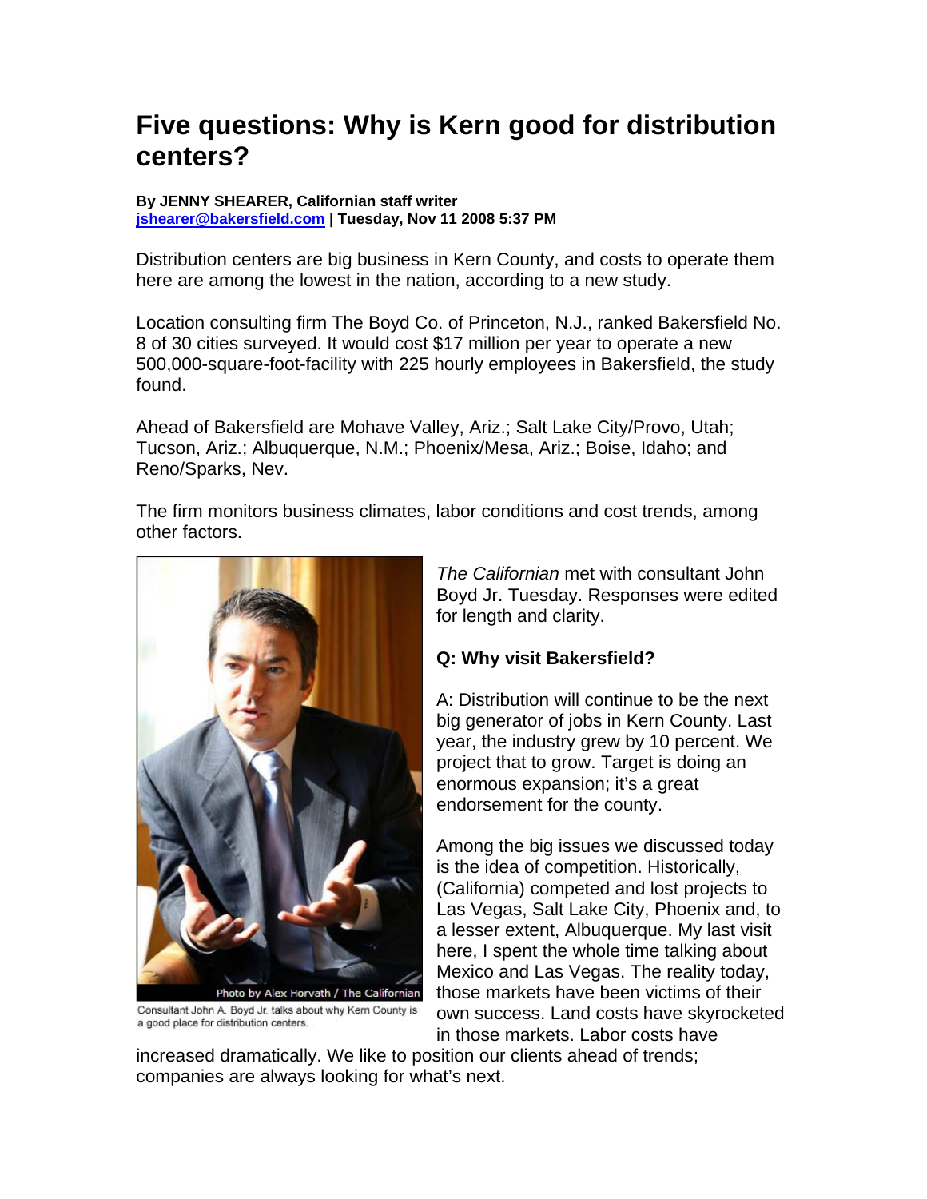# Five questions: Why is Kern good for distribution centers?

**By JENNY SHEARER, Californian staff writer**
**jshearer@bakersfield.com | Tuesday, Nov 11 2008 5:37 PM**

Distribution centers are big business in Kern County, and costs to operate them here are among the lowest in the nation, according to a new study.

Location consulting firm The Boyd Co. of Princeton, N.J., ranked Bakersfield No. 8 of 30 cities surveyed. It would cost $17 million per year to operate a new 500,000-square-foot-facility with 225 hourly employees in Bakersfield, the study found.

Ahead of Bakersfield are Mohave Valley, Ariz.; Salt Lake City/Provo, Utah; Tucson, Ariz.; Albuquerque, N.M.; Phoenix/Mesa, Ariz.; Boise, Idaho; and Reno/Sparks, Nev.

The firm monitors business climates, labor conditions and cost trends, among other factors.

Photo by Alex Horvath / The Californian

Consultant John A. Boyd Jr. talks about why Kern County is a good place for distribution centers.

*The Californian* met with consultant John Boyd Jr. Tuesday. Responses were edited for length and clarity.

**Q: Why visit Bakersfield?**

A: Distribution will continue to be the next big generator of jobs in Kern County. Last year, the industry grew by 10 percent. We project that to grow. Target is doing an enormous expansion; it's a great endorsement for the county.

Among the big issues we discussed today is the idea of competition. Historically, (California) competed and lost projects to Las Vegas, Salt Lake City, Phoenix and, to a lesser extent, Albuquerque. My last visit here, I spent the whole time talking about Mexico and Las Vegas. The reality today, those markets have been victims of their own success. Land costs have skyrocketed in those markets. Labor costs have increased dramatically. We like to position our clients ahead of trends; companies are always looking for what's next.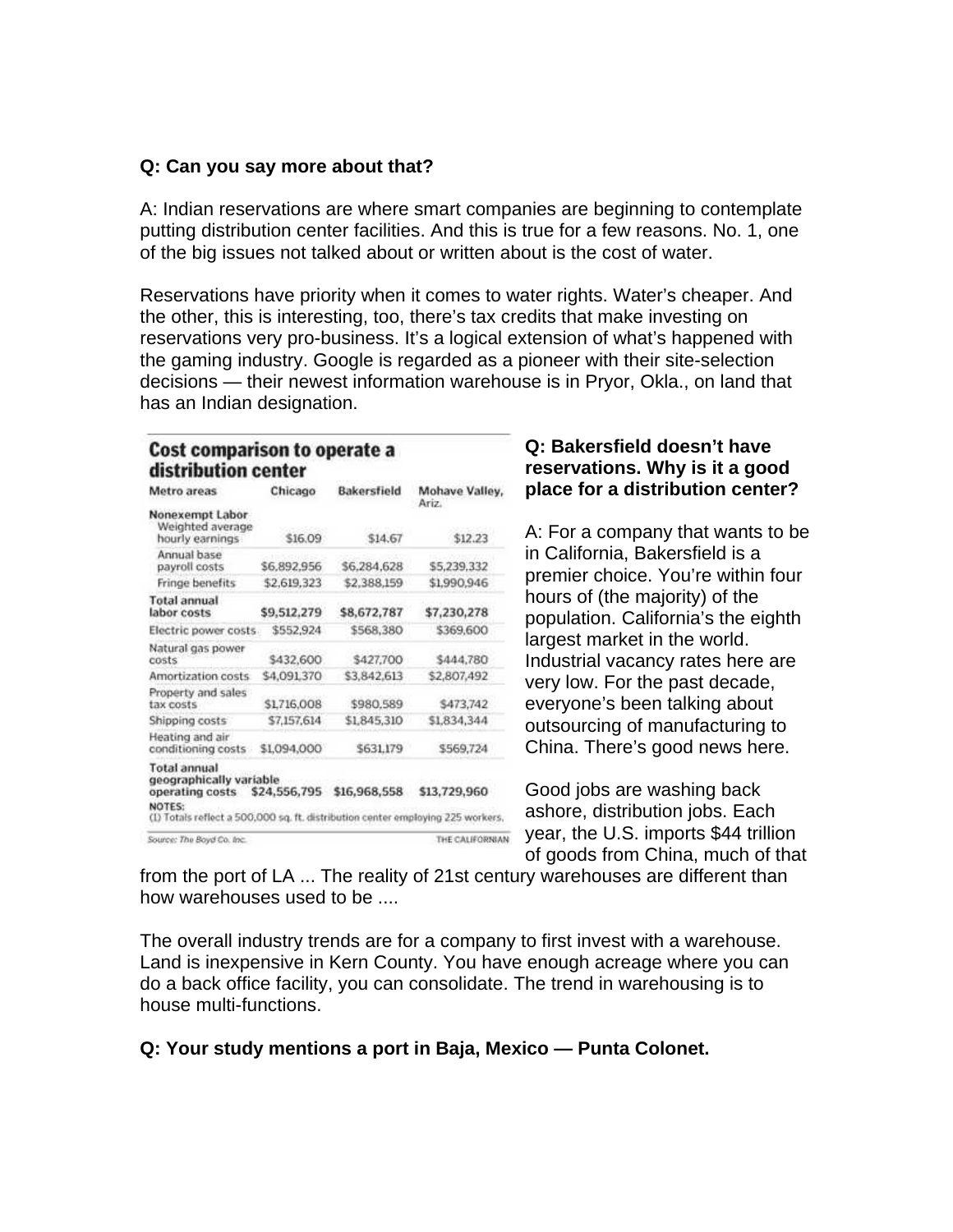**Q: Can you say more about that?**

A: Indian reservations are where smart companies are beginning to contemplate putting distribution center facilities. And this is true for a few reasons. No. 1, one of the big issues not talked about or written about is the cost of water.

Reservations have priority when it comes to water rights. Water's cheaper. And the other, this is interesting, too, there's tax credits that make investing on reservations very pro-business. It's a logical extension of what's happened with the gaming industry. Google is regarded as a pioneer with their site-selection decisions — their newest information warehouse is in Pryor, Okla., on land that has an Indian designation.

**Cost comparison to operate a distribution center**

| Metro areas | Chicago | Bakersfield | Mohave Valley, Ariz. |
|---|---|---|---|
| **Nonexempt Labor** | | | |
| Weighted average hourly earnings | $16.09 | $14.67 | $12.23 |
| Annual base payroll costs | $6,892,956 | $6,284,628 | $5,239,332 |
| Fringe benefits | $2,619,323 | $2,388,159 | $1,990,946 |
| **Total annual labor costs** | **$9,512,279** | **$8,672,787** | **$7,230,278** |
| Electric power costs | $552,924 | $568,380 | $369,600 |
| Natural gas power costs | $432,600 | $427,700 | $444,780 |
| Amortization costs | $4,091,370 | $3,842,613 | $2,807,492 |
| Property and sales tax costs | $1,716,008 | $980,589 | $473,742 |
| Shipping costs | $7,157,614 | $1,845,310 | $1,834,344 |
| Heating and air conditioning costs | $1,094,000 | $631,179 | $569,724 |
| **Total annual geographically variable operating costs** | **$24,556,795** | **$16,968,558** | **$13,729,960** |

NOTES:
(1) Totals reflect a 500,000 sq. ft. distribution center employing 225 workers.

Source: The Boyd Co. Inc. THE CALIFORNIAN

**Q: Bakersfield doesn't have reservations. Why is it a good place for a distribution center?**

A: For a company that wants to be in California, Bakersfield is a premier choice. You're within four hours of (the majority) of the population. California's the eighth largest market in the world. Industrial vacancy rates here are very low. For the past decade, everyone's been talking about outsourcing of manufacturing to China. There's good news here.

Good jobs are washing back ashore, distribution jobs. Each year, the U.S. imports $44 trillion of goods from China, much of that from the port of LA ... The reality of 21st century warehouses are different than how warehouses used to be ....

The overall industry trends are for a company to first invest with a warehouse. Land is inexpensive in Kern County. You have enough acreage where you can do a back office facility, you can consolidate. The trend in warehousing is to house multi-functions.

**Q: Your study mentions a port in Baja, Mexico — Punta Colonet.**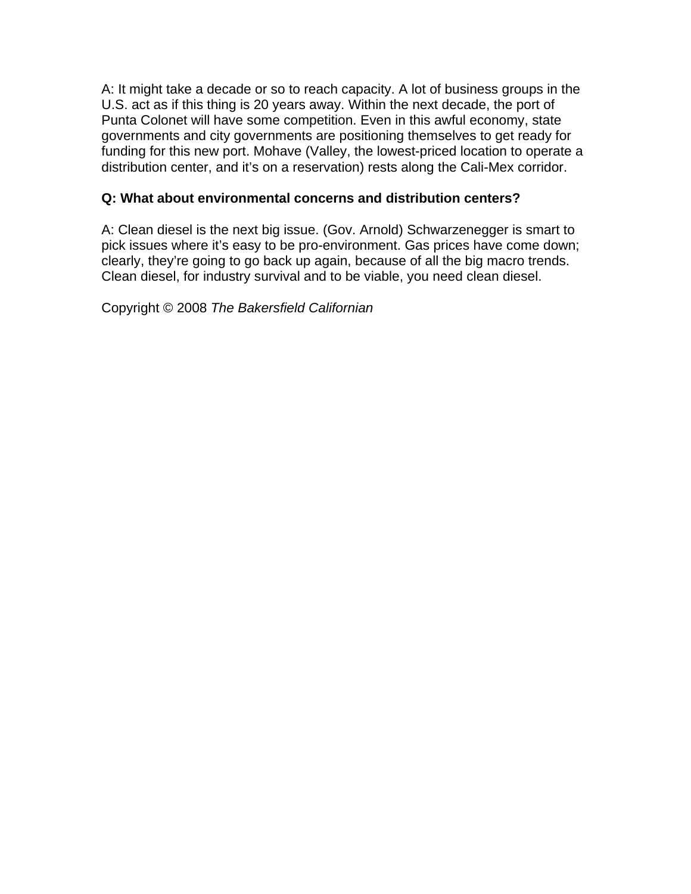A: It might take a decade or so to reach capacity. A lot of business groups in the U.S. act as if this thing is 20 years away. Within the next decade, the port of Punta Colonet will have some competition. Even in this awful economy, state governments and city governments are positioning themselves to get ready for funding for this new port. Mohave (Valley, the lowest-priced location to operate a distribution center, and it's on a reservation) rests along the Cali-Mex corridor.

**Q: What about environmental concerns and distribution centers?**

A: Clean diesel is the next big issue. (Gov. Arnold) Schwarzenegger is smart to pick issues where it's easy to be pro-environment. Gas prices have come down; clearly, they're going to go back up again, because of all the big macro trends. Clean diesel, for industry survival and to be viable, you need clean diesel.

Copyright © 2008 *The Bakersfield Californian*